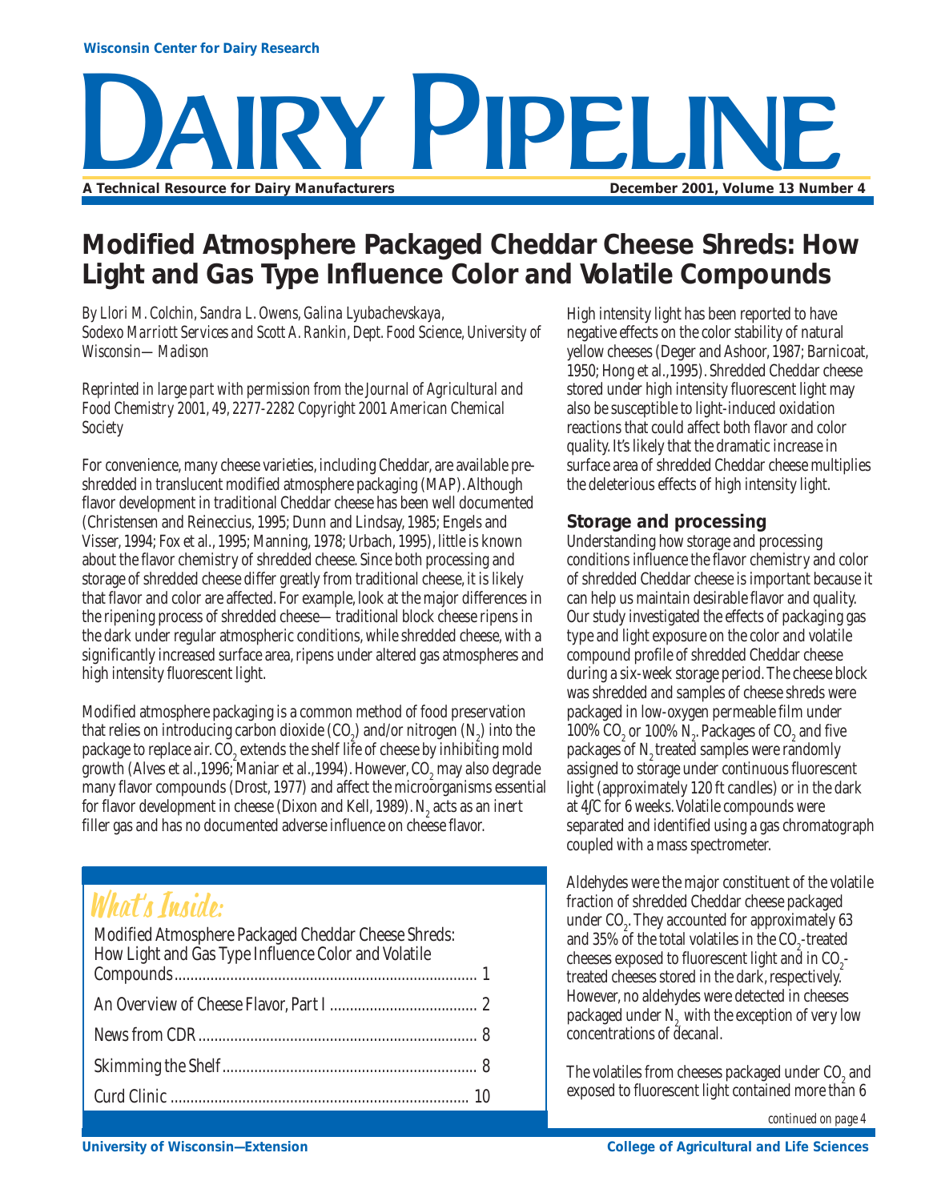Wisconsin Center for Dairy Research

# DAIRY PIPELINE

A Technical Resource for Dairy Manufacturers

December 2001, Volume 13 Number 4

## Modified Atmosphere Packaged Cheddar Cheese Shreds: How Light and Gas Type Influence Color and Volatile Compounds

*By Llori M. Colchin, Sandra L. Owens, Galina Lyubachevskaya, Sodexo Marriott Services and Scott A. Rankin, Dept. Food Science, University of Wisconsin—Madison*

*Reprinted in large part with permission from the Journal of Agricultural and Food Chemistry 2001, 49, 2277-2282 Copyright 2001 American Chemical Society*

For convenience, many cheese varieties, including Cheddar, are available pre-shredded in translucent modified atmosphere packaging (MAP). Although flavor development in traditional Cheddar cheese has been well documented (Christensen and Reineccius, 1995; Dunn and Lindsay, 1985; Engels and Visser, 1994; Fox et al., 1995; Manning, 1978; Urbach, 1995), little is known about the flavor chemistry of shredded cheese. Since both processing and storage of shredded cheese differ greatly from traditional cheese, it is likely that flavor and color are affected. For example, look at the major differences in the ripening process of shredded cheese— traditional block cheese ripens in the dark under regular atmospheric conditions, while shredded cheese, with a significantly increased surface area, ripens under altered gas atmospheres and high intensity fluorescent light.

Modified atmosphere packaging is a common method of food preservation that relies on introducing carbon dioxide ($CO_2$) and/or nitrogen ($N_2$) into the package to replace air. $CO_2$ extends the shelf life of cheese by inhibiting mold growth (Alves et al.,1996; Maniar et al.,1994). However, $CO_2$ may also degrade many flavor compounds (Drost, 1977) and affect the microorganisms essential for flavor development in cheese (Dixon and Kell, 1989). $N_2$ acts as an inert filler gas and has no documented adverse influence on cheese flavor.

High intensity light has been reported to have negative effects on the color stability of natural yellow cheeses (Deger and Ashoor, 1987; Barnicoat, 1950; Hong et al.,1995). Shredded Cheddar cheese stored under high intensity fluorescent light may also be susceptible to light-induced oxidation reactions that could affect both flavor and color quality. It's likely that the dramatic increase in surface area of shredded Cheddar cheese multiplies the deleterious effects of high intensity light.

### Storage and processing

Understanding how storage and processing conditions influence the flavor chemistry and color of shredded Cheddar cheese is important because it can help us maintain desirable flavor and quality. Our study investigated the effects of packaging gas type and light exposure on the color and volatile compound profile of shredded Cheddar cheese during a six-week storage period. The cheese block was shredded and samples of cheese shreds were packaged in low-oxygen permeable film under 100% $CO_2$ or 100% $N_2$. Packages of $CO_2$ and five packages of $N_2$ treated samples were randomly assigned to storage under continuous fluorescent light (approximately 120 ft candles) or in the dark at 4ʃC for 6 weeks. Volatile compounds were separated and identified using a gas chromatograph coupled with a mass spectrometer.

Aldehydes were the major constituent of the volatile fraction of shredded Cheddar cheese packaged under $CO_2$. They accounted for approximately 63 and 35% of the total volatiles in the $CO_2$-treated cheeses exposed to fluorescent light and in $CO_2$-treated cheeses stored in the dark, respectively. However, no aldehydes were detected in cheeses packaged under $N_2$ with the exception of very low concentrations of decanal.

The volatiles from cheeses packaged under $CO_2$ and exposed to fluorescent light contained more than 6

*continued on page 4*

## What's Inside:

| | |
|---|---|
| Modified Atmosphere Packaged Cheddar Cheese Shreds: How Light and Gas Type Influence Color and Volatile Compounds | 1 |
| An Overview of Cheese Flavor, Part I | 2 |
| News from CDR | 8 |
| Skimming the Shelf | 8 |
| Curd Clinic | 10 |

University of Wisconsin—Extension

College of Agricultural and Life Sciences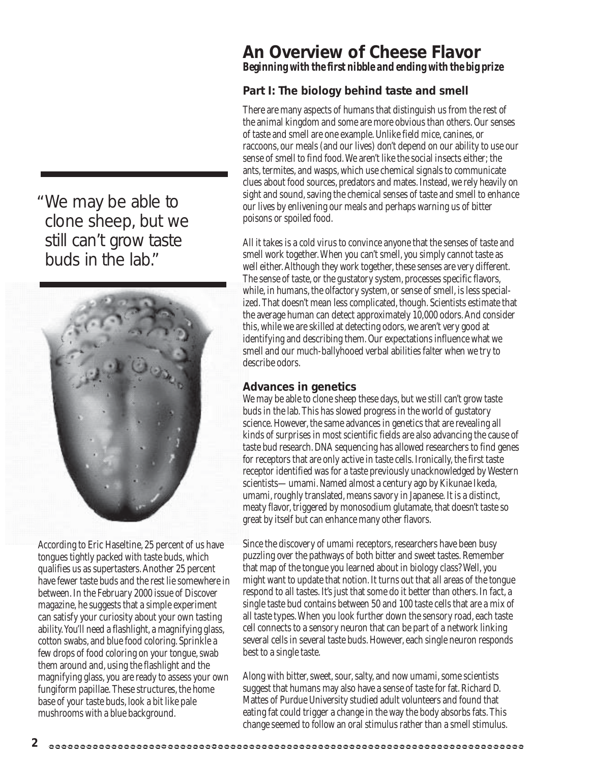# An Overview of Cheese Flavor

***Beginning with the first nibble and ending with the big prize***

## Part I: The biology behind taste and smell

There are many aspects of humans that distinguish us from the rest of the animal kingdom and some are more obvious than others. Our senses of taste and smell are one example. Unlike field mice, canines, or raccoons, our meals (and our lives) don't depend on our ability to use our sense of smell to find food. We aren't like the social insects either; the ants, termites, and wasps, which use chemical signals to communicate clues about food sources, predators and mates. Instead, we rely heavily on sight and sound, saving the chemical senses of taste and smell to enhance our lives by enlivening our meals and perhaps warning us of bitter poisons or spoiled food.

All it takes is a cold virus to convince anyone that the senses of taste and smell work together. When you can't smell, you simply cannot taste as well either. Although they work together, these senses are very different. The sense of taste, or the gustatory system, processes specific flavors, while, in humans, the olfactory system, or sense of smell, is less specialized. That doesn't mean less complicated, though. Scientists estimate that the average human can detect approximately 10,000 odors. And consider this, while we are skilled at detecting odors, we aren't very good at identifying and describing them. Our expectations influence what we smell and our much-ballyhooed verbal abilities falter when we try to describe odors.

"We may be able to clone sheep, but we still can't grow taste buds in the lab."

## Advances in genetics

We may be able to clone sheep these days, but we still can't grow taste buds in the lab. This has slowed progress in the world of gustatory science. However, the same advances in genetics that are revealing all kinds of surprises in most scientific fields are also advancing the cause of taste bud research. DNA sequencing has allowed researchers to find genes for receptors that are only active in taste cells. Ironically, the first taste receptor identified was for a taste previously unacknowledged by Western scientists— umami. Named almost a century ago by Kikunae Ikeda, umami, roughly translated, means savory in Japanese. It is a distinct, meaty flavor, triggered by monosodium glutamate, that doesn't taste so great by itself but can enhance many other flavors.

Since the discovery of umami receptors, researchers have been busy puzzling over the pathways of both bitter and sweet tastes. Remember that map of the tongue you learned about in biology class? Well, you might want to update that notion. It turns out that all areas of the tongue respond to all tastes. It's just that some do it better than others. In fact, a single taste bud contains between 50 and 100 taste cells that are a mix of all taste types. When you look further down the sensory road, each taste cell connects to a sensory neuron that can be part of a network linking several cells in several taste buds. However, each single neuron responds best to a single taste.

Along with bitter, sweet, sour, salty, and now umami, some scientists suggest that humans may also have a sense of taste for fat. Richard D. Mattes of Purdue University studied adult volunteers and found that eating fat could trigger a change in the way the body absorbs fats. This change seemed to follow an oral stimulus rather than a smell stimulus.

According to Eric Haseltine, 25 percent of us have tongues tightly packed with taste buds, which qualifies us as supertasters. Another 25 percent have fewer taste buds and the rest lie somewhere in between. In the February 2000 issue of Discover magazine, he suggests that a simple experiment can satisfy your curiosity about your own tasting ability. You'll need a flashlight, a magnifying glass, cotton swabs, and blue food coloring. Sprinkle a few drops of food coloring on your tongue, swab them around and, using the flashlight and the magnifying glass, you are ready to assess your own fungiform papillae. These structures, the home base of your taste buds, look a bit like pale mushrooms with a blue background.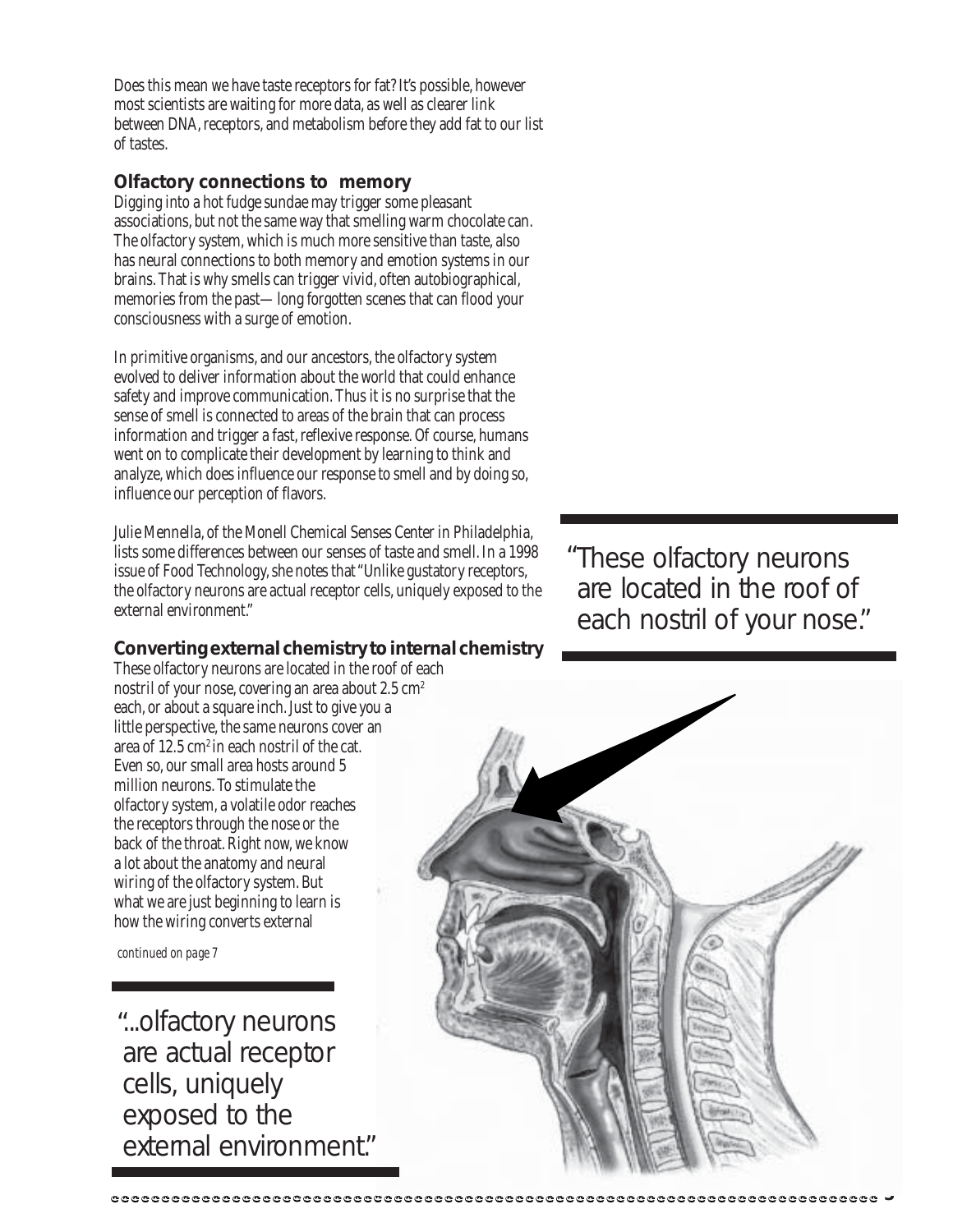Does this mean we have taste receptors for fat? It's possible, however most scientists are waiting for more data, as well as clearer link between DNA, receptors, and metabolism before they add fat to our list of tastes.

### Olfactory connections to memory

Digging into a hot fudge sundae may trigger some pleasant associations, but not the same way that smelling warm chocolate can. The olfactory system, which is much more sensitive than taste, also has neural connections to both memory and emotion systems in our brains. That is why smells can trigger vivid, often autobiographical, memories from the past—long forgotten scenes that can flood your consciousness with a surge of emotion.

In primitive organisms, and our ancestors, the olfactory system evolved to deliver information about the world that could enhance safety and improve communication. Thus it is no surprise that the sense of smell is connected to areas of the brain that can process information and trigger a fast, reflexive response. Of course, humans went on to complicate their development by learning to think and analyze, which does influence our response to smell and by doing so, influence our perception of flavors.

Julie Mennella, of the Monell Chemical Senses Center in Philadelphia, lists some differences between our senses of taste and smell. In a 1998 issue of Food Technology, she notes that "Unlike gustatory receptors, the olfactory neurons are actual receptor cells, uniquely exposed to the external environment."

### Converting external chemistry to internal chemistry

These olfactory neurons are located in the roof of each nostril of your nose, covering an area about 2.5 $cm^2$ each, or about a square inch. Just to give you a little perspective, the same neurons cover an area of 12.5 $cm^2$ in each nostril of the cat. Even so, our small area hosts around 5 million neurons. To stimulate the olfactory system, a volatile odor reaches the receptors through the nose or the back of the throat. Right now, we know a lot about the anatomy and neural wiring of the olfactory system. But what we are just beginning to learn is how the wiring converts external

*continued on page 7*

> "These olfactory neurons are located in the roof of each nostril of your nose."

> "...olfactory neurons are actual receptor cells, uniquely exposed to the external environment."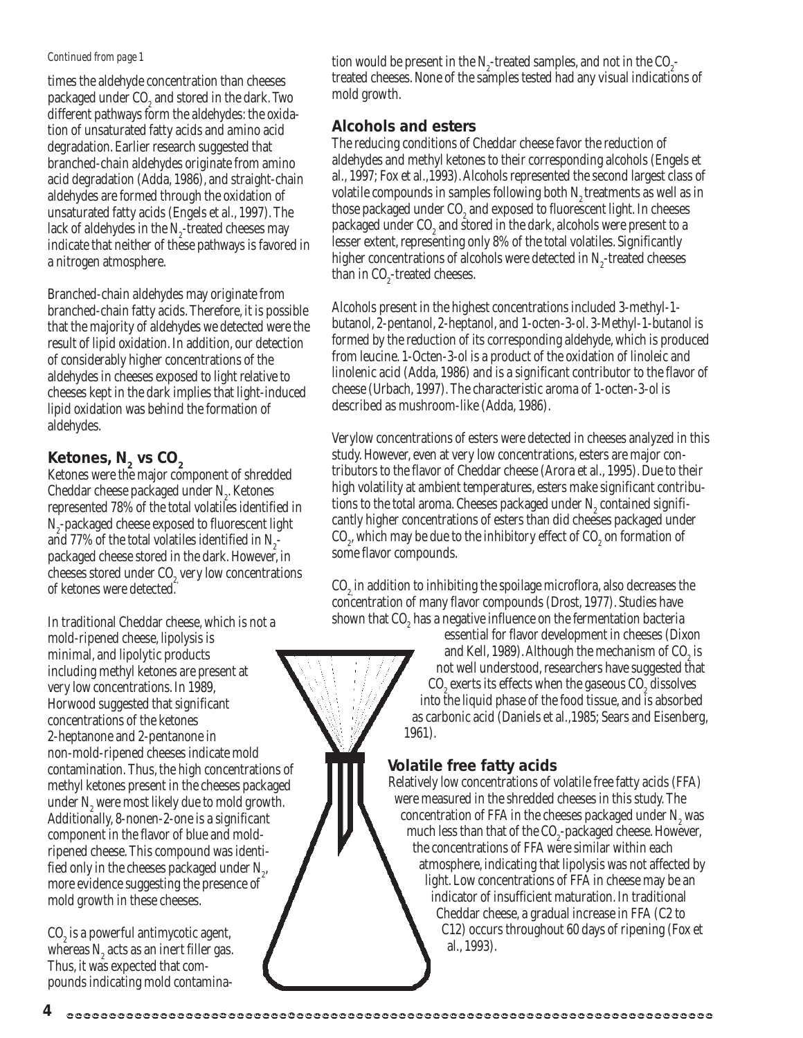*Continued from page 1*

times the aldehyde concentration than cheeses packaged under $CO_2$ and stored in the dark. Two different pathways form the aldehydes: the oxidation of unsaturated fatty acids and amino acid degradation. Earlier research suggested that branched-chain aldehydes originate from amino acid degradation (Adda, 1986), and straight-chain aldehydes are formed through the oxidation of unsaturated fatty acids (Engels et al., 1997). The lack of aldehydes in the $N_2$-treated cheeses may indicate that neither of these pathways is favored in a nitrogen atmosphere.

Branched-chain aldehydes may originate from branched-chain fatty acids. Therefore, it is possible that the majority of aldehydes we detected were the result of lipid oxidation. In addition, our detection of considerably higher concentrations of the aldehydes in cheeses exposed to light relative to cheeses kept in the dark implies that light-induced lipid oxidation was behind the formation of aldehydes.

## Ketones, $N_2$ vs $CO_2$

Ketones were the major component of shredded Cheddar cheese packaged under $N_2$. Ketones represented 78% of the total volatiles identified in $N_2$-packaged cheese exposed to fluorescent light and 77% of the total volatiles identified in $N_2$-packaged cheese stored in the dark. However, in cheeses stored under $CO_2$ very low concentrations of ketones were detected.

In traditional Cheddar cheese, which is not a mold-ripened cheese, lipolysis is minimal, and lipolytic products including methyl ketones are present at very low concentrations. In 1989, Horwood suggested that significant concentrations of the ketones 2-heptanone and 2-pentanone in non-mold-ripened cheeses indicate mold contamination. Thus, the high concentrations of methyl ketones present in the cheeses packaged under $N_2$ were most likely due to mold growth. Additionally, 8-nonen-2-one is a significant component in the flavor of blue and mold-ripened cheese. This compound was identified only in the cheeses packaged under $N_2$, more evidence suggesting the presence of mold growth in these cheeses.

$CO_2$ is a powerful antimycotic agent, whereas $N_2$ acts as an inert filler gas. Thus, it was expected that compounds indicating mold contamination would be present in the $N_2$-treated samples, and not in the $CO_2$-treated cheeses. None of the samples tested had any visual indications of mold growth.

## Alcohols and esters

The reducing conditions of Cheddar cheese favor the reduction of aldehydes and methyl ketones to their corresponding alcohols (Engels et al., 1997; Fox et al.,1993). Alcohols represented the second largest class of volatile compounds in samples following both $N_2$ treatments as well as in those packaged under $CO_2$ and exposed to fluorescent light. In cheeses packaged under $CO_2$ and stored in the dark, alcohols were present to a lesser extent, representing only 8% of the total volatiles. Significantly higher concentrations of alcohols were detected in $N_2$-treated cheeses than in $CO_2$-treated cheeses.

Alcohols present in the highest concentrations included 3-methyl-1-butanol, 2-pentanol, 2-heptanol, and 1-octen-3-ol. 3-Methyl-1-butanol is formed by the reduction of its corresponding aldehyde, which is produced from leucine. 1-Octen-3-ol is a product of the oxidation of linoleic and linolenic acid (Adda, 1986) and is a significant contributor to the flavor of cheese (Urbach, 1997). The characteristic aroma of 1-octen-3-ol is described as mushroom-like (Adda, 1986).

Verylow concentrations of esters were detected in cheeses analyzed in this study. However, even at very low concentrations, esters are major contributors to the flavor of Cheddar cheese (Arora et al., 1995). Due to their high volatility at ambient temperatures, esters make significant contributions to the total aroma. Cheeses packaged under $N_2$ contained significantly higher concentrations of esters than did cheeses packaged under $CO_2$, which may be due to the inhibitory effect of $CO_2$ on formation of some flavor compounds.

$CO_2$ in addition to inhibiting the spoilage microflora, also decreases the concentration of many flavor compounds (Drost, 1977). Studies have shown that $CO_2$ has a negative influence on the fermentation bacteria essential for flavor development in cheeses (Dixon and Kell, 1989). Although the mechanism of $CO_2$ is not well understood, researchers have suggested that $CO_2$ exerts its effects when the gaseous $CO_2$ dissolves into the liquid phase of the food tissue, and is absorbed as carbonic acid (Daniels et al.,1985; Sears and Eisenberg, 1961).

## Volatile free fatty acids

Relatively low concentrations of volatile free fatty acids (FFA) were measured in the shredded cheeses in this study. The concentration of FFA in the cheeses packaged under $N_2$ was much less than that of the $CO_2$-packaged cheese. However, the concentrations of FFA were similar within each atmosphere, indicating that lipolysis was not affected by light. Low concentrations of FFA in cheese may be an indicator of insufficient maturation. In traditional Cheddar cheese, a gradual increase in FFA (C2 to C12) occurs throughout 60 days of ripening (Fox et al., 1993).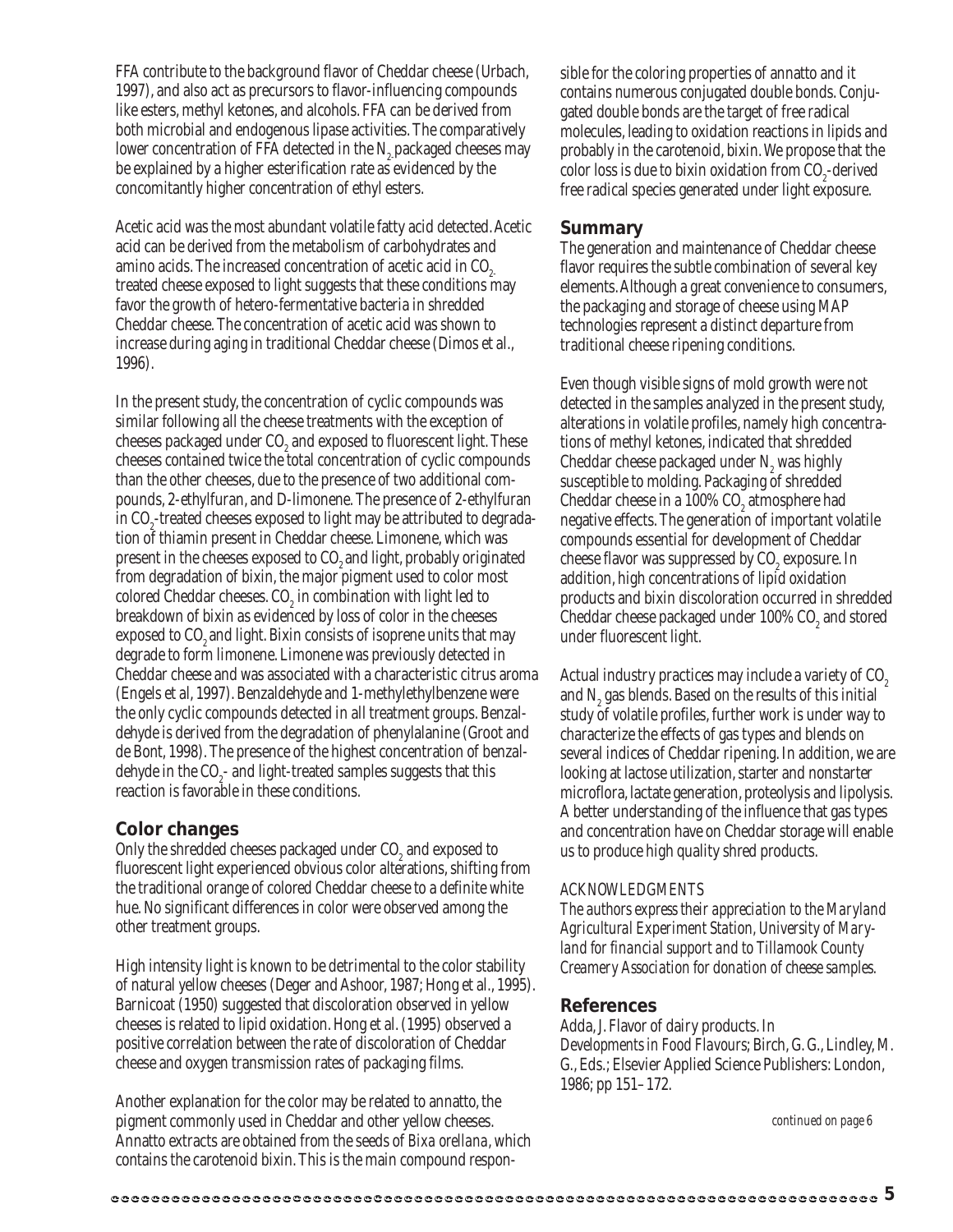FFA contribute to the background flavor of Cheddar cheese (Urbach, 1997), and also act as precursors to flavor-influencing compounds like esters, methyl ketones, and alcohols. FFA can be derived from both microbial and endogenous lipase activities. The comparatively lower concentration of FFA detected in the $N_2$ packaged cheeses may be explained by a higher esterification rate as evidenced by the concomitantly higher concentration of ethyl esters.

Acetic acid was the most abundant volatile fatty acid detected. Acetic acid can be derived from the metabolism of carbohydrates and amino acids. The increased concentration of acetic acid in $CO_2$ treated cheese exposed to light suggests that these conditions may favor the growth of hetero-fermentative bacteria in shredded Cheddar cheese. The concentration of acetic acid was shown to increase during aging in traditional Cheddar cheese (Dimos et al., 1996).

In the present study, the concentration of cyclic compounds was similar following all the cheese treatments with the exception of cheeses packaged under $CO_2$ and exposed to fluorescent light. These cheeses contained twice the total concentration of cyclic compounds than the other cheeses, due to the presence of two additional compounds, 2-ethylfuran, and D-limonene. The presence of 2-ethylfuran in $CO_2$-treated cheeses exposed to light may be attributed to degradation of thiamin present in Cheddar cheese. Limonene, which was present in the cheeses exposed to $CO_2$ and light, probably originated from degradation of bixin, the major pigment used to color most colored Cheddar cheeses. $CO_2$ in combination with light led to breakdown of bixin as evidenced by loss of color in the cheeses exposed to $CO_2$ and light. Bixin consists of isoprene units that may degrade to form limonene. Limonene was previously detected in Cheddar cheese and was associated with a characteristic citrus aroma (Engels et al, 1997). Benzaldehyde and 1-methylethylbenzene were the only cyclic compounds detected in all treatment groups. Benzaldehyde is derived from the degradation of phenylalanine (Groot and de Bont, 1998). The presence of the highest concentration of benzaldehyde in the $CO_2$- and light-treated samples suggests that this reaction is favorable in these conditions.

## Color changes

Only the shredded cheeses packaged under $CO_2$ and exposed to fluorescent light experienced obvious color alterations, shifting from the traditional orange of colored Cheddar cheese to a definite white hue. No significant differences in color were observed among the other treatment groups.

High intensity light is known to be detrimental to the color stability of natural yellow cheeses (Deger and Ashoor, 1987; Hong et al., 1995). Barnicoat (1950) suggested that discoloration observed in yellow cheeses is related to lipid oxidation. Hong et al. (1995) observed a positive correlation between the rate of discoloration of Cheddar cheese and oxygen transmission rates of packaging films.

Another explanation for the color may be related to annatto, the pigment commonly used in Cheddar and other yellow cheeses. Annatto extracts are obtained from the seeds of *Bixa orellana*, which contains the carotenoid bixin. This is the main compound responsible for the coloring properties of annatto and it contains numerous conjugated double bonds. Conjugated double bonds are the target of free radical molecules, leading to oxidation reactions in lipids and probably in the carotenoid, bixin. We propose that the color loss is due to bixin oxidation from $CO_2$-derived free radical species generated under light exposure.

## Summary

The generation and maintenance of Cheddar cheese flavor requires the subtle combination of several key elements. Although a great convenience to consumers, the packaging and storage of cheese using MAP technologies represent a distinct departure from traditional cheese ripening conditions.

Even though visible signs of mold growth were not detected in the samples analyzed in the present study, alterations in volatile profiles, namely high concentrations of methyl ketones, indicated that shredded Cheddar cheese packaged under $N_2$ was highly susceptible to molding. Packaging of shredded Cheddar cheese in a 100% $CO_2$ atmosphere had negative effects. The generation of important volatile compounds essential for development of Cheddar cheese flavor was suppressed by $CO_2$ exposure. In addition, high concentrations of lipid oxidation products and bixin discoloration occurred in shredded Cheddar cheese packaged under 100% $CO_2$ and stored under fluorescent light.

Actual industry practices may include a variety of $CO_2$ and $N_2$ gas blends. Based on the results of this initial study of volatile profiles, further work is under way to characterize the effects of gas types and blends on several indices of Cheddar ripening. In addition, we are looking at lactose utilization, starter and nonstarter microflora, lactate generation, proteolysis and lipolysis. A better understanding of the influence that gas types and concentration have on Cheddar storage will enable us to produce high quality shred products.

*ACKNOWLEDGMENTS*

*The authors express their appreciation to the Maryland Agricultural Experiment Station, University of Maryland for financial support and to Tillamook County Creamery Association for donation of cheese samples.*

## References

Adda, J. Flavor of dairy products. In *Developments in Food Flavours*; Birch, G. G., Lindley, M. G., Eds.; Elsevier Applied Science Publishers: London, 1986; pp 151–172.

*continued on page 6*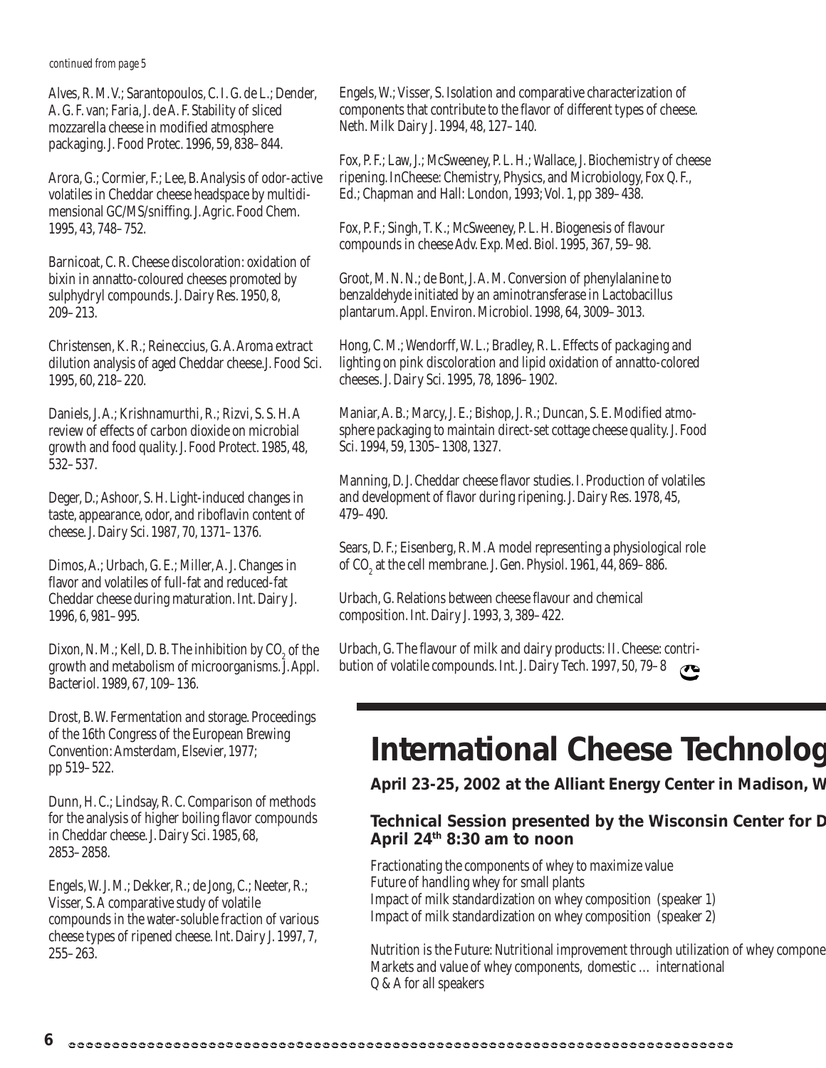*continued from page 5*

Alves, R. M. V.; Sarantopoulos, C. I. G. de L.; Dender, A. G. F. van; Faria, J. de A. F. Stability of sliced mozzarella cheese in modified atmosphere packaging. J. Food Protec. 1996, 59, 838–844.

Arora, G.; Cormier, F.; Lee, B. Analysis of odor-active volatiles in Cheddar cheese headspace by multidimensional GC/MS/sniffing. J. Agric. Food Chem. 1995, 43, 748–752.

Barnicoat, C. R. Cheese discoloration: oxidation of bixin in annatto-coloured cheeses promoted by sulphydryl compounds. J. Dairy Res. 1950, 8, 209–213.

Christensen, K. R.; Reineccius, G. A. Aroma extract dilution analysis of aged Cheddar cheese. J. Food Sci. 1995, 60, 218–220.

Daniels, J. A.; Krishnamurthi, R.; Rizvi, S. S. H. A review of effects of carbon dioxide on microbial growth and food quality. J. Food Protect. 1985, 48, 532–537.

Deger, D.; Ashoor, S. H. Light-induced changes in taste, appearance, odor, and riboflavin content of cheese. J. Dairy Sci. 1987, 70, 1371–1376.

Dimos, A.; Urbach, G. E.; Miller, A. J. Changes in flavor and volatiles of full-fat and reduced-fat Cheddar cheese during maturation. Int. Dairy J. 1996, 6, 981–995.

Dixon, N. M.; Kell, D. B. The inhibition by $CO_2$ of the growth and metabolism of microorganisms. J. Appl. Bacteriol. 1989, 67, 109–136.

Drost, B. W. Fermentation and storage. Proceedings of the 16th Congress of the European Brewing Convention: Amsterdam, Elsevier, 1977; pp 519–522.

Dunn, H. C.; Lindsay, R. C. Comparison of methods for the analysis of higher boiling flavor compounds in Cheddar cheese. J. Dairy Sci. 1985, 68, 2853–2858.

Engels, W. J. M.; Dekker, R.; de Jong, C.; Neeter, R.; Visser, S. A comparative study of volatile compounds in the water-soluble fraction of various cheese types of ripened cheese. Int. Dairy J. 1997, 7, 255–263.

Engels, W.; Visser, S. Isolation and comparative characterization of components that contribute to the flavor of different types of cheese. Neth. Milk Dairy J. 1994, 48, 127–140.

Fox, P. F.; Law, J.; McSweeney, P. L. H.; Wallace, J. Biochemistry of cheese ripening. In Cheese: Chemistry, Physics, and Microbiology, Fox Q. F., Ed.; Chapman and Hall: London, 1993; Vol. 1, pp 389–438.

Fox, P. F.; Singh, T. K.; McSweeney, P. L. H. Biogenesis of flavour compounds in cheese Adv. Exp. Med. Biol. 1995, 367, 59–98.

Groot, M. N. N.; de Bont, J. A. M. Conversion of phenylalanine to benzaldehyde initiated by an aminotransferase in Lactobacillus plantarum. Appl. Environ. Microbiol. 1998, 64, 3009–3013.

Hong, C. M.; Wendorff, W. L.; Bradley, R. L. Effects of packaging and lighting on pink discoloration and lipid oxidation of annatto-colored cheeses. J. Dairy Sci. 1995, 78, 1896–1902.

Maniar, A. B.; Marcy, J. E.; Bishop, J. R.; Duncan, S. E. Modified atmosphere packaging to maintain direct-set cottage cheese quality. J. Food Sci. 1994, 59, 1305–1308, 1327.

Manning, D. J. Cheddar cheese flavor studies. I. Production of volatiles and development of flavor during ripening. J. Dairy Res. 1978, 45, 479–490.

Sears, D. F.; Eisenberg, R. M. A model representing a physiological role of $CO_2$ at the cell membrane. J. Gen. Physiol. 1961, 44, 869–886.

Urbach, G. Relations between cheese flavour and chemical composition. Int. Dairy J. 1993, 3, 389–422.

Urbach, G. The flavour of milk and dairy products: II. Cheese: contribution of volatile compounds. Int. J. Dairy Tech. 1997, 50, 79–8

# International Cheese Technolog

**April 23-25, 2002 at the Alliant Energy Center in Madison, W**

### Technical Session presented by the Wisconsin Center for D
### April 24th 8:30 am to noon

Fractionating the components of whey to maximize value  
Future of handling whey for small plants  
Impact of milk standardization on whey composition (speaker 1)  
Impact of milk standardization on whey composition (speaker 2)

Nutrition is the Future: Nutritional improvement through utilization of whey compone  
Markets and value of whey components, domestic … international  
Q & A for all speakers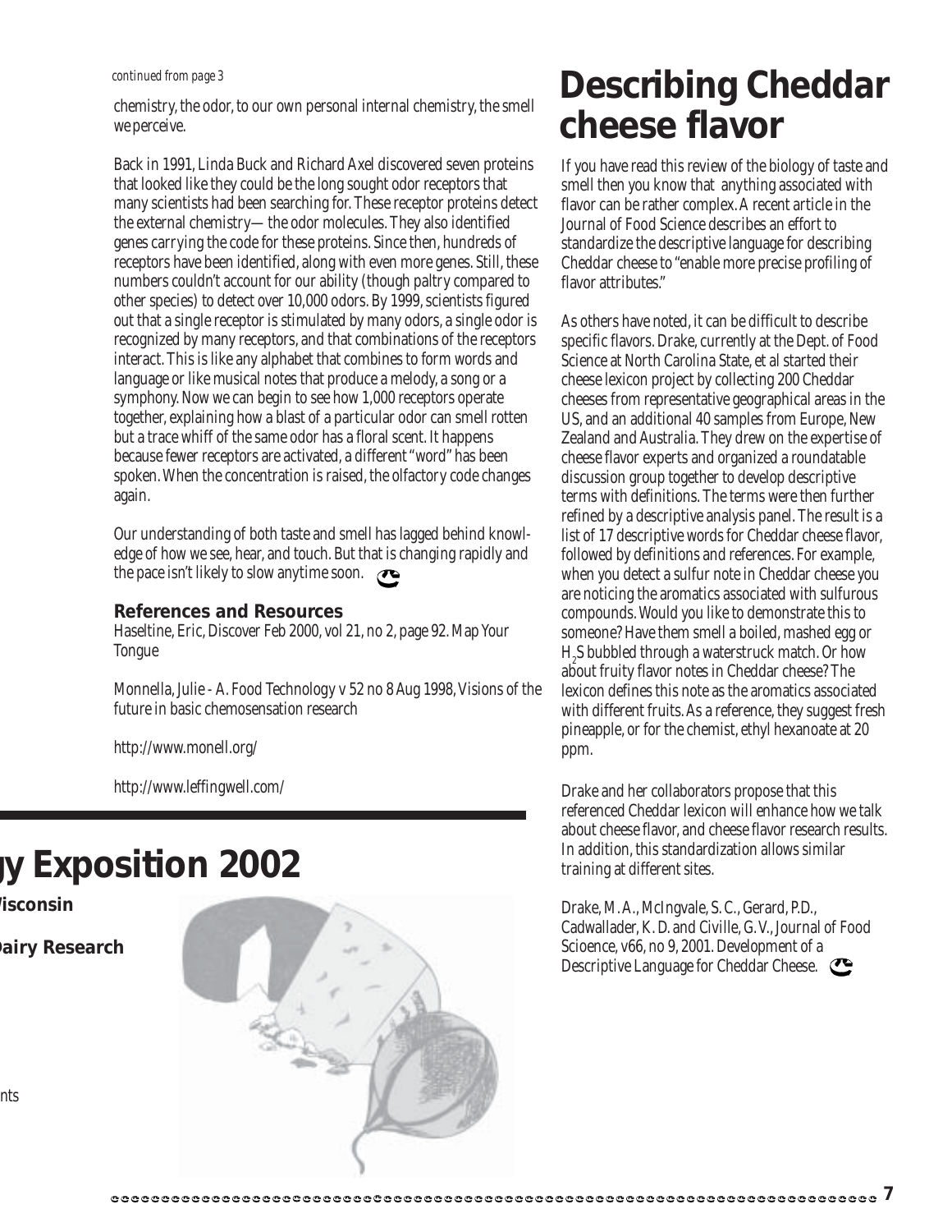*continued from page 3*

chemistry, the odor, to our own personal internal chemistry, the smell we perceive.

Back in 1991, Linda Buck and Richard Axel discovered seven proteins that looked like they could be the long sought odor receptors that many scientists had been searching for. These receptor proteins detect the external chemistry— the odor molecules. They also identified genes carrying the code for these proteins. Since then, hundreds of receptors have been identified, along with even more genes. Still, these numbers couldn't account for our ability (though paltry compared to other species) to detect over 10,000 odors. By 1999, scientists figured out that a single receptor is stimulated by many odors, a single odor is recognized by many receptors, and that combinations of the receptors interact. This is like any alphabet that combines to form words and language or like musical notes that produce a melody, a song or a symphony. Now we can begin to see how 1,000 receptors operate together, explaining how a blast of a particular odor can smell rotten but a trace whiff of the same odor has a floral scent. It happens because fewer receptors are activated, a different "word" has been spoken. When the concentration is raised, the olfactory code changes again.

Our understanding of both taste and smell has lagged behind knowledge of how we see, hear, and touch. But that is changing rapidly and the pace isn't likely to slow anytime soon.

### References and Resources

Haseltine, Eric, Discover Feb 2000, vol 21, no 2, page 92. Map Your Tongue

Monnella, Julie - A. Food Technology v 52 no 8 Aug 1998, Visions of the future in basic chemosensation research

http://www.monell.org/

http://www.leffingwell.com/

# Describing Cheddar cheese flavor

If you have read this review of the biology of taste and smell then you know that anything associated with flavor can be rather complex. A recent article in the Journal of Food Science describes an effort to standardize the descriptive language for describing Cheddar cheese to "enable more precise profiling of flavor attributes."

As others have noted, it can be difficult to describe specific flavors. Drake, currently at the Dept. of Food Science at North Carolina State, et al started their cheese lexicon project by collecting 200 Cheddar cheeses from representative geographical areas in the US, and an additional 40 samples from Europe, New Zealand and Australia. They drew on the expertise of cheese flavor experts and organized a roundatable discussion group together to develop descriptive terms with definitions. The terms were then further refined by a descriptive analysis panel. The result is a list of 17 descriptive words for Cheddar cheese flavor, followed by definitions and references. For example, when you detect a sulfur note in Cheddar cheese you are noticing the aromatics associated with sulfurous compounds. Would you like to demonstrate this to someone? Have them smell a boiled, mashed egg or $H_2S$ bubbled through a waterstruck match. Or how about fruity flavor notes in Cheddar cheese? The lexicon defines this note as the aromatics associated with different fruits. As a reference, they suggest fresh pineapple, or for the chemist, ethyl hexanoate at 20 ppm.

Drake and her collaborators propose that this referenced Cheddar lexicon will enhance how we talk about cheese flavor, and cheese flavor research results. In addition, this standardization allows similar training at different sites.

Drake, M.A., McIngvale, S.C., Gerard, P.D., Cadwallader, K.D. and Civille, G.V., Journal of Food Scioence, v66, no 9, 2001. Development of a Descriptive Language for Cheddar Cheese.

# gy Exposition 2002

**Visconsin**

**Dairy Research**

nts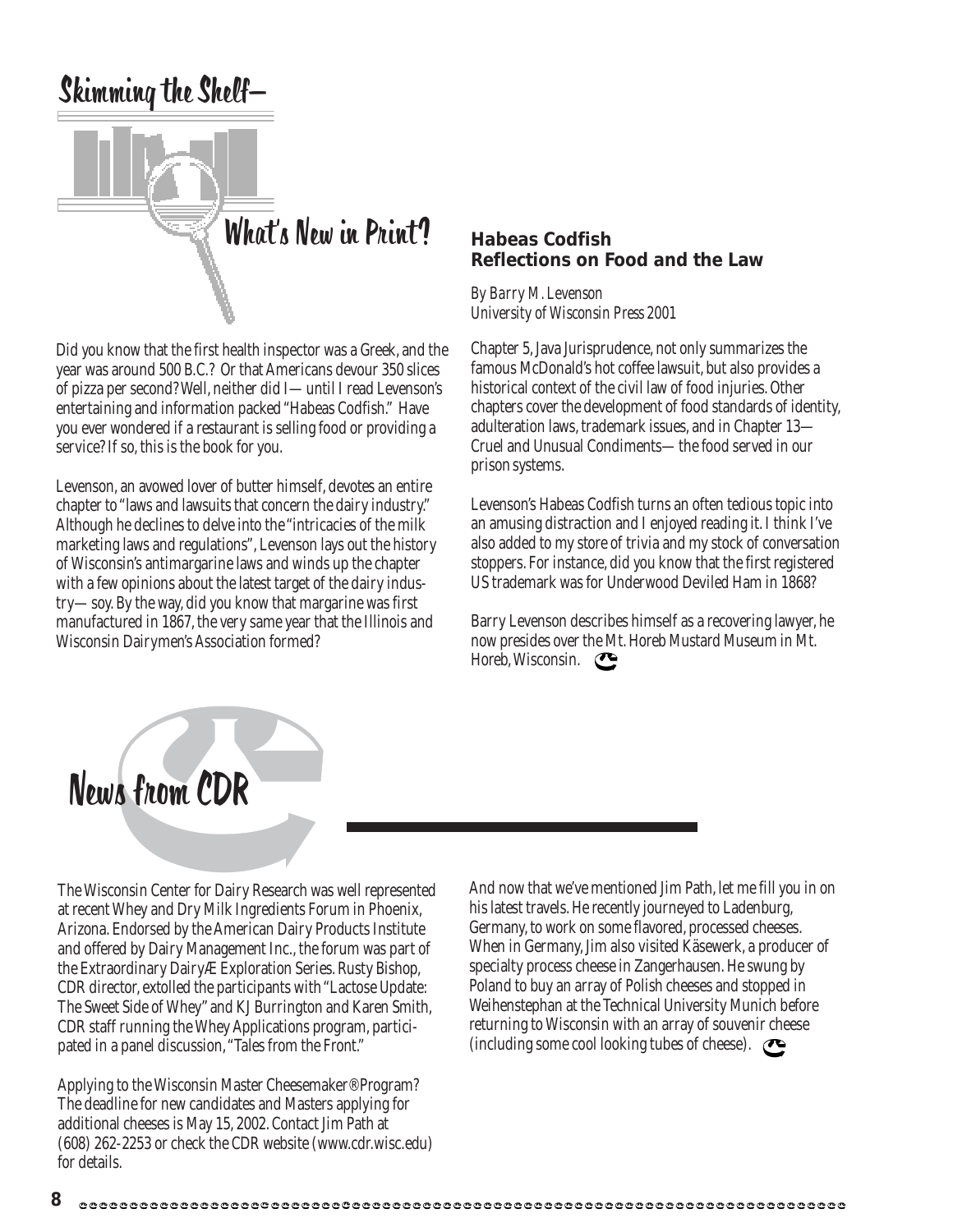# Skimming the Shelf—

## What's New in Print?

Did you know that the first health inspector was a Greek, and the year was around 500 B.C.? Or that Americans devour 350 slices of pizza per second? Well, neither did I— until I read Levenson's entertaining and information packed "Habeas Codfish." Have you ever wondered if a restaurant is selling food or providing a service? If so, this is the book for you.

Levenson, an avowed lover of butter himself, devotes an entire chapter to "laws and lawsuits that concern the dairy industry." Although he declines to delve into the "intricacies of the milk marketing laws and regulations", Levenson lays out the history of Wisconsin's antimargarine laws and winds up the chapter with a few opinions about the latest target of the dairy industry— soy. By the way, did you know that margarine was first manufactured in 1867, the very same year that the Illinois and Wisconsin Dairymen's Association formed?

### Habeas Codfish
### Reflections on Food and the Law

*By Barry M. Levenson*
*University of Wisconsin Press 2001*

Chapter 5, Java Jurisprudence, not only summarizes the famous McDonald's hot coffee lawsuit, but also provides a historical context of the civil law of food injuries. Other chapters cover the development of food standards of identity, adulteration laws, trademark issues, and in Chapter 13— Cruel and Unusual Condiments— the food served in our prison systems.

Levenson's Habeas Codfish turns an often tedious topic into an amusing distraction and I enjoyed reading it. I think I've also added to my store of trivia and my stock of conversation stoppers. For instance, did you know that the first registered US trademark was for Underwood Deviled Ham in 1868?

Barry Levenson describes himself as a recovering lawyer, he now presides over the Mt. Horeb Mustard Museum in Mt. Horeb, Wisconsin.

# News from CDR

The Wisconsin Center for Dairy Research was well represented at recent Whey and Dry Milk Ingredients Forum in Phoenix, Arizona. Endorsed by the American Dairy Products Institute and offered by Dairy Management Inc., the forum was part of the Extraordinary DairyÆ Exploration Series. Rusty Bishop, CDR director, extolled the participants with "Lactose Update: The Sweet Side of Whey" and KJ Burrington and Karen Smith, CDR staff running the Whey Applications program, participated in a panel discussion, "Tales from the Front."

Applying to the Wisconsin Master Cheesemaker® Program? The deadline for new candidates and Masters applying for additional cheeses is May 15, 2002. Contact Jim Path at (608) 262-2253 or check the CDR website (www.cdr.wisc.edu) for details.

And now that we've mentioned Jim Path, let me fill you in on his latest travels. He recently journeyed to Ladenburg, Germany, to work on some flavored, processed cheeses. When in Germany, Jim also visited Käsewerk, a producer of specialty process cheese in Zangerhausen. He swung by Poland to buy an array of Polish cheeses and stopped in Weihenstephan at the Technical University Munich before returning to Wisconsin with an array of souvenir cheese (including some cool looking tubes of cheese).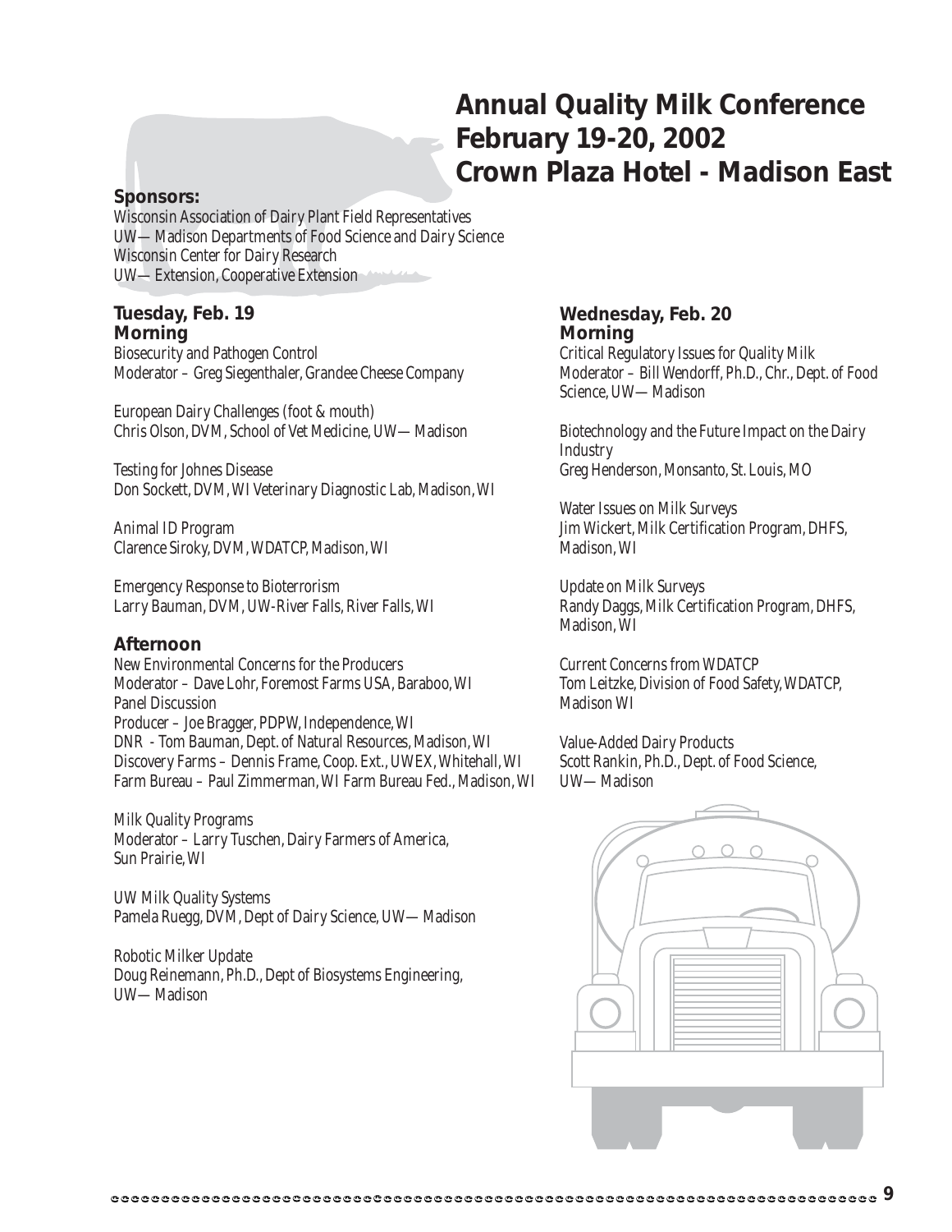# Annual Quality Milk Conference
# February 19-20, 2002
# Crown Plaza Hotel - Madison East

**Sponsors:**

Wisconsin Association of Dairy Plant Field Representatives
UW—Madison Departments of Food Science and Dairy Science
Wisconsin Center for Dairy Research
UW—Extension, Cooperative Extension

## Tuesday, Feb. 19

### Morning

Biosecurity and Pathogen Control
Moderator – Greg Siegenthaler, Grandee Cheese Company

European Dairy Challenges (foot & mouth)
Chris Olson, DVM, School of Vet Medicine, UW—Madison

Testing for Johnes Disease
Don Sockett, DVM, WI Veterinary Diagnostic Lab, Madison, WI

Animal ID Program
Clarence Siroky, DVM, WDATCP, Madison, WI

Emergency Response to Bioterrorism
Larry Bauman, DVM, UW-River Falls, River Falls, WI

### Afternoon

New Environmental Concerns for the Producers
Moderator – Dave Lohr, Foremost Farms USA, Baraboo, WI
Panel Discussion
Producer – Joe Bragger, PDPW, Independence, WI
DNR - Tom Bauman, Dept. of Natural Resources, Madison, WI
Discovery Farms – Dennis Frame, Coop. Ext., UWEX, Whitehall, WI
Farm Bureau – Paul Zimmerman, WI Farm Bureau Fed., Madison, WI

Milk Quality Programs
Moderator – Larry Tuschen, Dairy Farmers of America, Sun Prairie, WI

UW Milk Quality Systems
Pamela Ruegg, DVM, Dept of Dairy Science, UW—Madison

Robotic Milker Update
Doug Reinemann, Ph.D., Dept of Biosystems Engineering, UW—Madison

## Wednesday, Feb. 20

### Morning

Critical Regulatory Issues for Quality Milk
Moderator – Bill Wendorff, Ph.D., Chr., Dept. of Food Science, UW—Madison

Biotechnology and the Future Impact on the Dairy Industry
Greg Henderson, Monsanto, St. Louis, MO

Water Issues on Milk Surveys
Jim Wickert, Milk Certification Program, DHFS, Madison, WI

Update on Milk Surveys
Randy Daggs, Milk Certification Program, DHFS, Madison, WI

Current Concerns from WDATCP
Tom Leitzke, Division of Food Safety, WDATCP, Madison WI

Value-Added Dairy Products
Scott Rankin, Ph.D., Dept. of Food Science, UW—Madison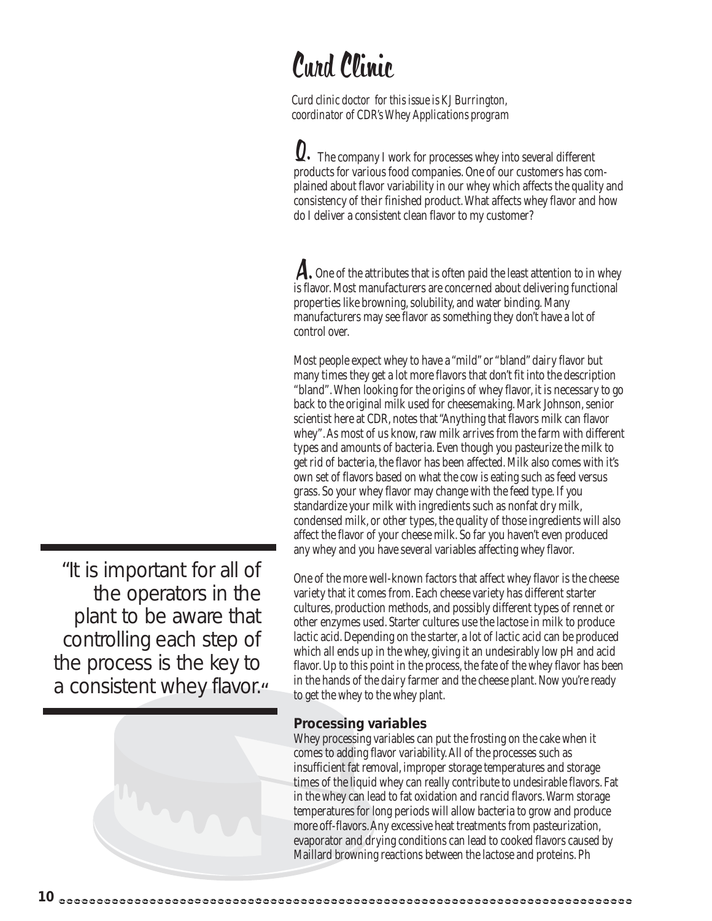# Curd Clinic

*Curd clinic doctor for this issue is KJ Burrington, coordinator of CDR's Whey Applications program*

**Q.** The company I work for processes whey into several different products for various food companies. One of our customers has complained about flavor variability in our whey which affects the quality and consistency of their finished product. What affects whey flavor and how do I deliver a consistent clean flavor to my customer?

**A.** One of the attributes that is often paid the least attention to in whey is flavor. Most manufacturers are concerned about delivering functional properties like browning, solubility, and water binding. Many manufacturers may see flavor as something they don't have a lot of control over.

Most people expect whey to have a "mild" or "bland" dairy flavor but many times they get a lot more flavors that don't fit into the description "bland". When looking for the origins of whey flavor, it is necessary to go back to the original milk used for cheesemaking. Mark Johnson, senior scientist here at CDR, notes that "Anything that flavors milk can flavor whey". As most of us know, raw milk arrives from the farm with different types and amounts of bacteria. Even though you pasteurize the milk to get rid of bacteria, the flavor has been affected. Milk also comes with it's own set of flavors based on what the cow is eating such as feed versus grass. So your whey flavor may change with the feed type. If you standardize your milk with ingredients such as nonfat dry milk, condensed milk, or other types, the quality of those ingredients will also affect the flavor of your cheese milk. So far you haven't even produced any whey and you have several variables affecting whey flavor.

> "It is important for all of the operators in the plant to be aware that controlling each step of the process is the key to a consistent whey flavor."

One of the more well-known factors that affect whey flavor is the cheese variety that it comes from. Each cheese variety has different starter cultures, production methods, and possibly different types of rennet or other enzymes used. Starter cultures use the lactose in milk to produce lactic acid. Depending on the starter, a lot of lactic acid can be produced which all ends up in the whey, giving it an undesirably low pH and acid flavor. Up to this point in the process, the fate of the whey flavor has been in the hands of the dairy farmer and the cheese plant. Now you're ready to get the whey to the whey plant.

### Processing variables

Whey processing variables can put the frosting on the cake when it comes to adding flavor variability. All of the processes such as insufficient fat removal, improper storage temperatures and storage times of the liquid whey can really contribute to undesirable flavors. Fat in the whey can lead to fat oxidation and rancid flavors. Warm storage temperatures for long periods will allow bacteria to grow and produce more off-flavors. Any excessive heat treatments from pasteurization, evaporator and drying conditions can lead to cooked flavors caused by Maillard browning reactions between the lactose and proteins. Ph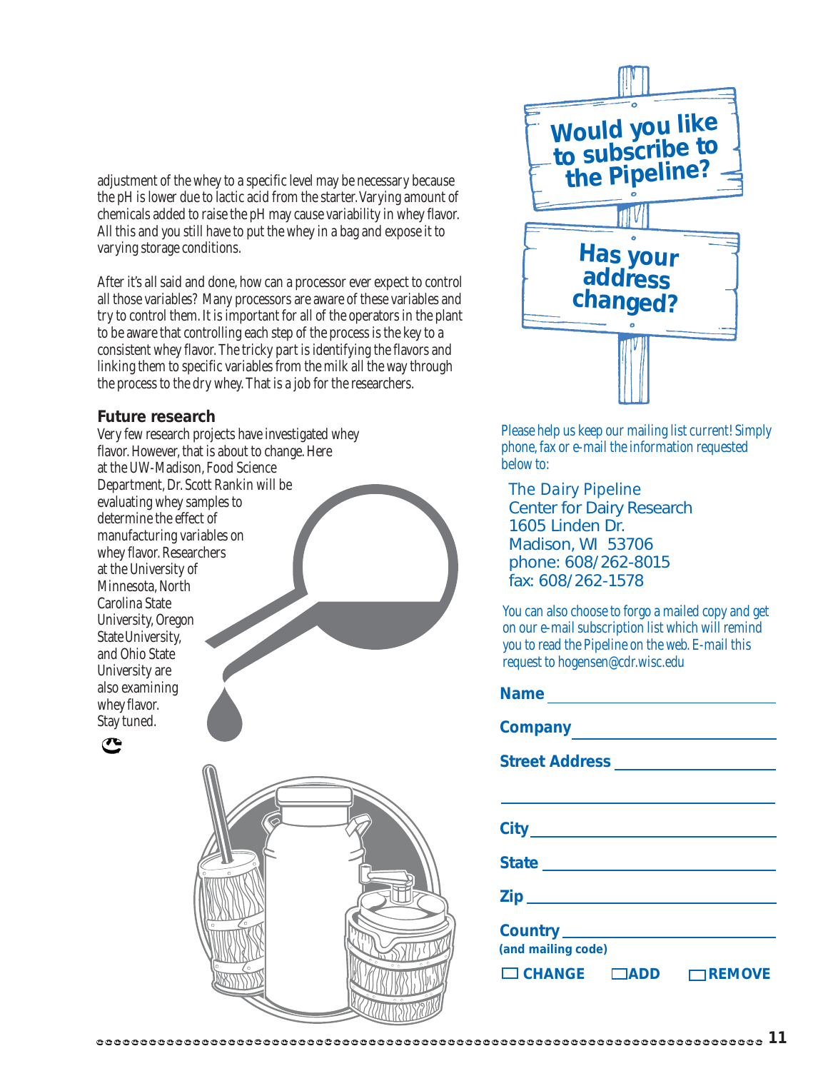adjustment of the whey to a specific level may be necessary because the pH is lower due to lactic acid from the starter. Varying amount of chemicals added to raise the pH may cause variability in whey flavor. All this and you still have to put the whey in a bag and expose it to varying storage conditions.

After it's all said and done, how can a processor ever expect to control all those variables? Many processors are aware of these variables and try to control them. It is important for all of the operators in the plant to be aware that controlling each step of the process is the key to a consistent whey flavor. The tricky part is identifying the flavors and linking them to specific variables from the milk all the way through the process to the dry whey. That is a job for the researchers.

### Future research

Very few research projects have investigated whey flavor. However, that is about to change. Here at the UW-Madison, Food Science Department, Dr. Scott Rankin will be evaluating whey samples to determine the effect of manufacturing variables on whey flavor. Researchers at the University of Minnesota, North Carolina State University, Oregon State University, and Ohio State University are also examining whey flavor. Stay tuned.

## Would you like to subscribe to the Pipeline?

## Has your address changed?

*Please help us keep our mailing list current! Simply phone, fax or e-mail the information requested below to:*

The Dairy Pipeline
Center for Dairy Research
1605 Linden Dr.
Madison, WI 53706
phone: 608/262-8015
fax: 608/262-1578

*You can also choose to forgo a mailed copy and get on our e-mail subscription list which will remind you to read the Pipeline on the web. E-mail this request to hogensen@cdr.wisc.edu*

**Name** ______________________

**Company** ______________________

**Street Address** ______________________

______________________

**City** ______________________

**State** ______________________

**Zip** ______________________

**Country** ______________________
**(and mailing code)**

☐ **CHANGE** ☐ **ADD** ☐ **REMOVE**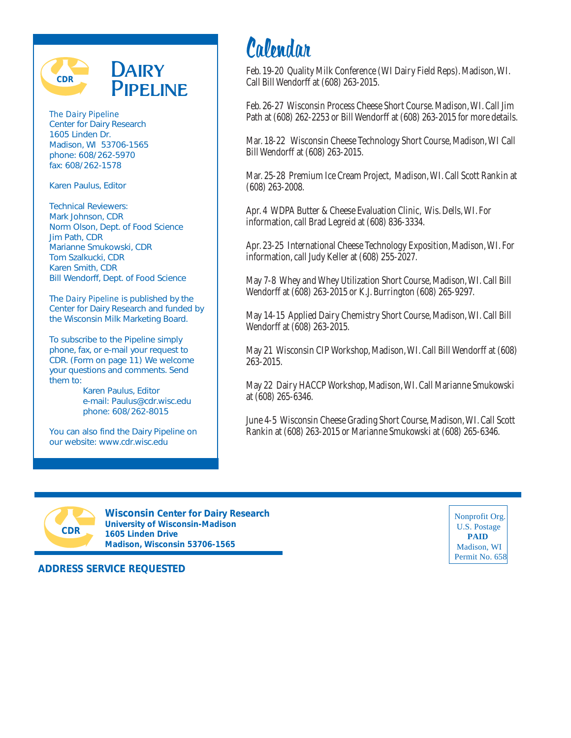# Dairy Pipeline

The Dairy Pipeline
Center for Dairy Research
1605 Linden Dr.
Madison, WI 53706-1565
phone: 608/262-5970
fax: 608/262-1578

Karen Paulus, Editor

Technical Reviewers:
Mark Johnson, CDR
Norm Olson, Dept. of Food Science
Jim Path, CDR
Marianne Smukowski, CDR
Tom Szalkucki, CDR
Karen Smith, CDR
Bill Wendorff, Dept. of Food Science

The Dairy Pipeline is published by the Center for Dairy Research and funded by the Wisconsin Milk Marketing Board.

To subscribe to the Pipeline simply phone, fax, or e-mail your request to CDR. (Form on page 11) We welcome your questions and comments. Send them to:

Karen Paulus, Editor
e-mail: Paulus@cdr.wisc.edu
phone: 608/262-8015

You can also find the Dairy Pipeline on our website: www.cdr.wisc.edu

# Calendar

Feb. 19-20 Quality Milk Conference (WI Dairy Field Reps). Madison, WI. Call Bill Wendorff at (608) 263-2015.

Feb. 26-27 Wisconsin Process Cheese Short Course. Madison, WI. Call Jim Path at (608) 262-2253 or Bill Wendorff at (608) 263-2015 for more details.

Mar. 18-22 Wisconsin Cheese Technology Short Course, Madison, WI Call Bill Wendorff at (608) 263-2015.

Mar. 25-28 Premium Ice Cream Project, Madison, WI. Call Scott Rankin at (608) 263-2008.

Apr. 4 WDPA Butter & Cheese Evaluation Clinic, Wis. Dells, WI. For information, call Brad Legreid at (608) 836-3334.

Apr. 23-25 International Cheese Technology Exposition, Madison, WI. For information, call Judy Keller at (608) 255-2027.

May 7-8 Whey and Whey Utilization Short Course, Madison, WI. Call Bill Wendorff at (608) 263-2015 or K.J. Burrington (608) 265-9297.

May 14-15 Applied Dairy Chemistry Short Course, Madison, WI. Call Bill Wendorff at (608) 263-2015.

May 21 Wisconsin CIP Workshop, Madison, WI. Call Bill Wendorff at (608) 263-2015.

May 22 Dairy HACCP Workshop, Madison, WI. Call Marianne Smukowski at (608) 265-6346.

June 4-5 Wisconsin Cheese Grading Short Course, Madison, WI. Call Scott Rankin at (608) 263-2015 or Marianne Smukowski at (608) 265-6346.

**Wisconsin Center for Dairy Research**
**University of Wisconsin-Madison**
**1605 Linden Drive**
**Madison, Wisconsin 53706-1565**

**ADDRESS SERVICE REQUESTED**

Nonprofit Org.
U.S. Postage
**PAID**
Madison, WI
Permit No. 658